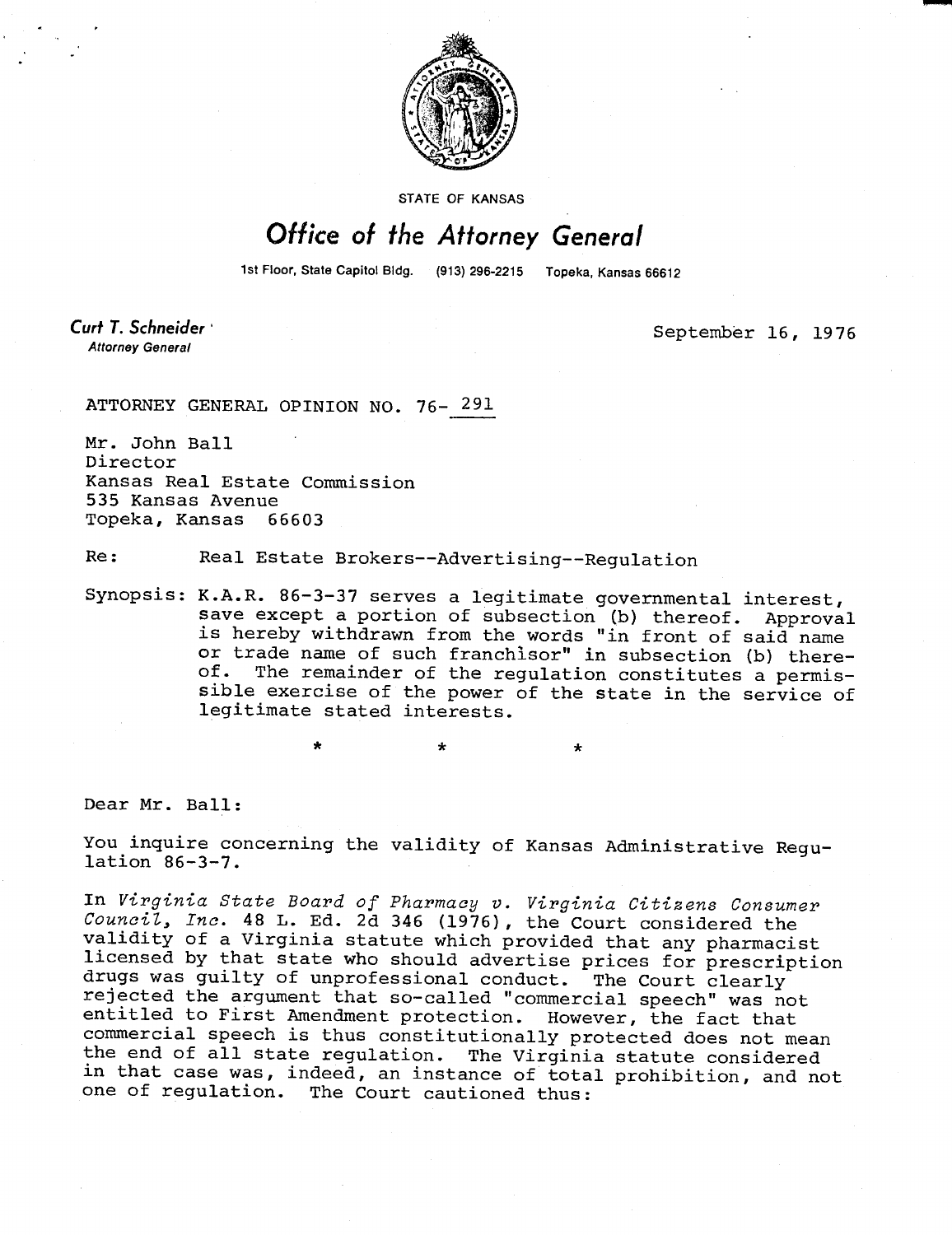STATE OF KANSAS

# Office of the Attorney General

1st Floor, State Capitol Bldg. (913) 296-2215 Topeka, Kansas 66612

**Curt T. Schneider**
*Attorney General*

September 16, 1976

ATTORNEY GENERAL OPINION NO. 76- 291

Mr. John Ball
Director
Kansas Real Estate Commission
535 Kansas Avenue
Topeka, Kansas 66603

Re: Real Estate Brokers--Advertising--Regulation

Synopsis: K.A.R. 86-3-37 serves a legitimate governmental interest, save except a portion of subsection (b) thereof. Approval is hereby withdrawn from the words "in front of said name or trade name of such franchisor" in subsection (b) thereof. The remainder of the regulation constitutes a permissible exercise of the power of the state in the service of legitimate stated interests.

\* \* \*

Dear Mr. Ball:

You inquire concerning the validity of Kansas Administrative Regulation 86-3-7.

In *Virginia State Board of Pharmacy v. Virginia Citizens Consumer Council, Inc.* 48 L. Ed. 2d 346 (1976), the Court considered the validity of a Virginia statute which provided that any pharmacist licensed by that state who should advertise prices for prescription drugs was guilty of unprofessional conduct. The Court clearly rejected the argument that so-called "commercial speech" was not entitled to First Amendment protection. However, the fact that commercial speech is thus constitutionally protected does not mean the end of all state regulation. The Virginia statute considered in that case was, indeed, an instance of total prohibition, and not one of regulation. The Court cautioned thus: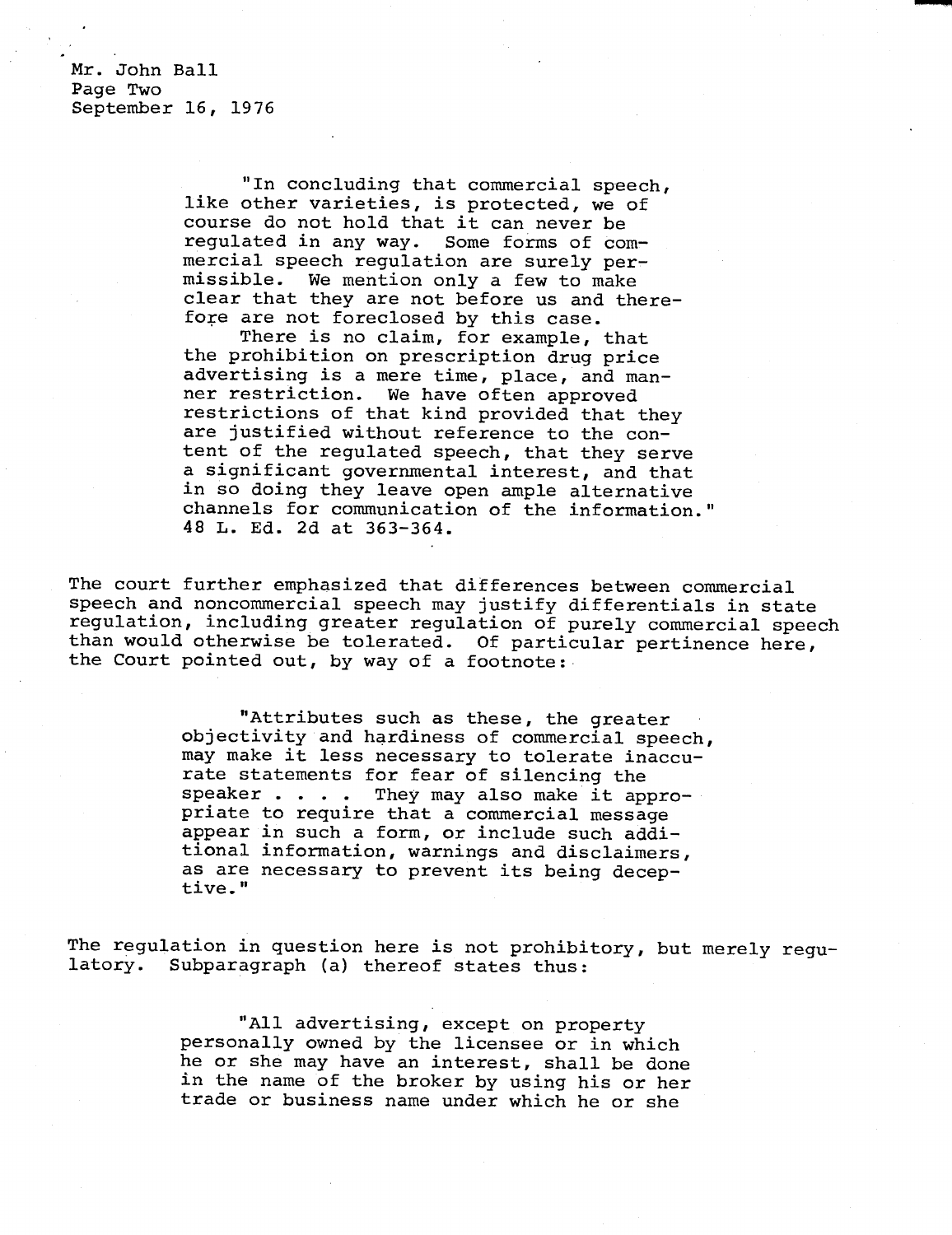Mr. John Ball
Page Two
September 16, 1976

> "In concluding that commercial speech, like other varieties, is protected, we of course do not hold that it can never be regulated in any way. Some forms of commercial speech regulation are surely permissible. We mention only a few to make clear that they are not before us and therefore are not foreclosed by this case.
>
> There is no claim, for example, that the prohibition on prescription drug price advertising is a mere time, place, and manner restriction. We have often approved restrictions of that kind provided that they are justified without reference to the content of the regulated speech, that they serve a significant governmental interest, and that in so doing they leave open ample alternative channels for communication of the information." 48 L. Ed. 2d at 363-364.

The court further emphasized that differences between commercial speech and noncommercial speech may justify differentials in state regulation, including greater regulation of purely commercial speech than would otherwise be tolerated. Of particular pertinence here, the Court pointed out, by way of a footnote:

> "Attributes such as these, the greater objectivity and hardiness of commercial speech, may make it less necessary to tolerate inaccurate statements for fear of silencing the speaker . . . . They may also make it appropriate to require that a commercial message appear in such a form, or include such additional information, warnings and disclaimers, as are necessary to prevent its being deceptive."

The regulation in question here is not prohibitory, but merely regulatory. Subparagraph (a) thereof states thus:

> "All advertising, except on property personally owned by the licensee or in which he or she may have an interest, shall be done in the name of the broker by using his or her trade or business name under which he or she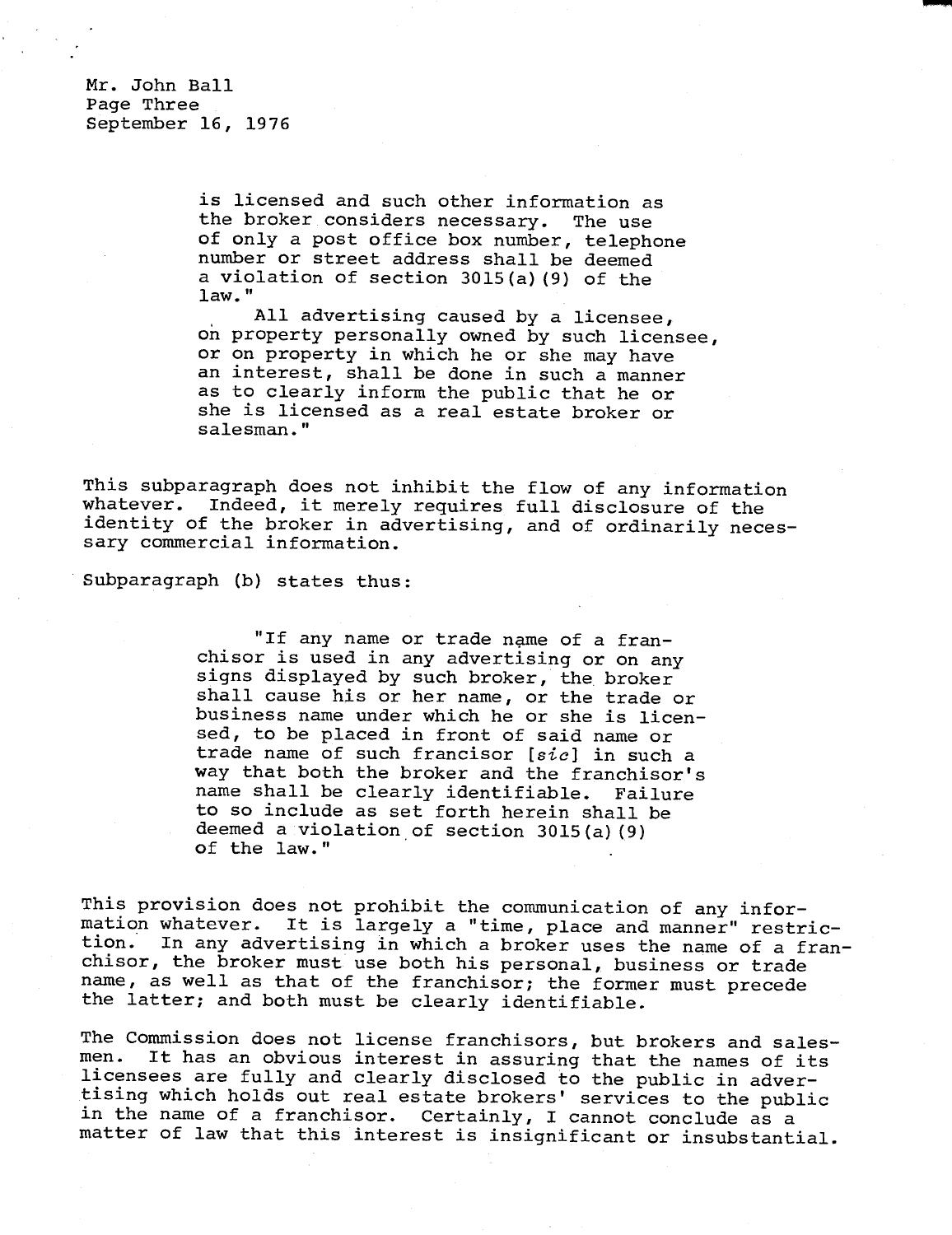Mr. John Ball
Page Three
September 16, 1976

> is licensed and such other information as the broker considers necessary. The use of only a post office box number, telephone number or street address shall be deemed a violation of section 3015(a)(9) of the law."
>
> All advertising caused by a licensee, on property personally owned by such licensee, or on property in which he or she may have an interest, shall be done in such a manner as to clearly inform the public that he or she is licensed as a real estate broker or salesman."

This subparagraph does not inhibit the flow of any information whatever. Indeed, it merely requires full disclosure of the identity of the broker in advertising, and of ordinarily necessary commercial information.

Subparagraph (b) states thus:

> "If any name or trade name of a franchisor is used in any advertising or on any signs displayed by such broker, the broker shall cause his or her name, or the trade or business name under which he or she is licensed, to be placed in front of said name or trade name of such francisor [*sic*] in such a way that both the broker and the franchisor's name shall be clearly identifiable. Failure to so include as set forth herein shall be deemed a violation of section 3015(a)(9) of the law."

This provision does not prohibit the communication of any information whatever. It is largely a "time, place and manner" restriction. In any advertising in which a broker uses the name of a franchisor, the broker must use both his personal, business or trade name, as well as that of the franchisor; the former must precede the latter; and both must be clearly identifiable.

The Commission does not license franchisors, but brokers and salesmen. It has an obvious interest in assuring that the names of its licensees are fully and clearly disclosed to the public in advertising which holds out real estate brokers' services to the public in the name of a franchisor. Certainly, I cannot conclude as a matter of law that this interest is insignificant or insubstantial.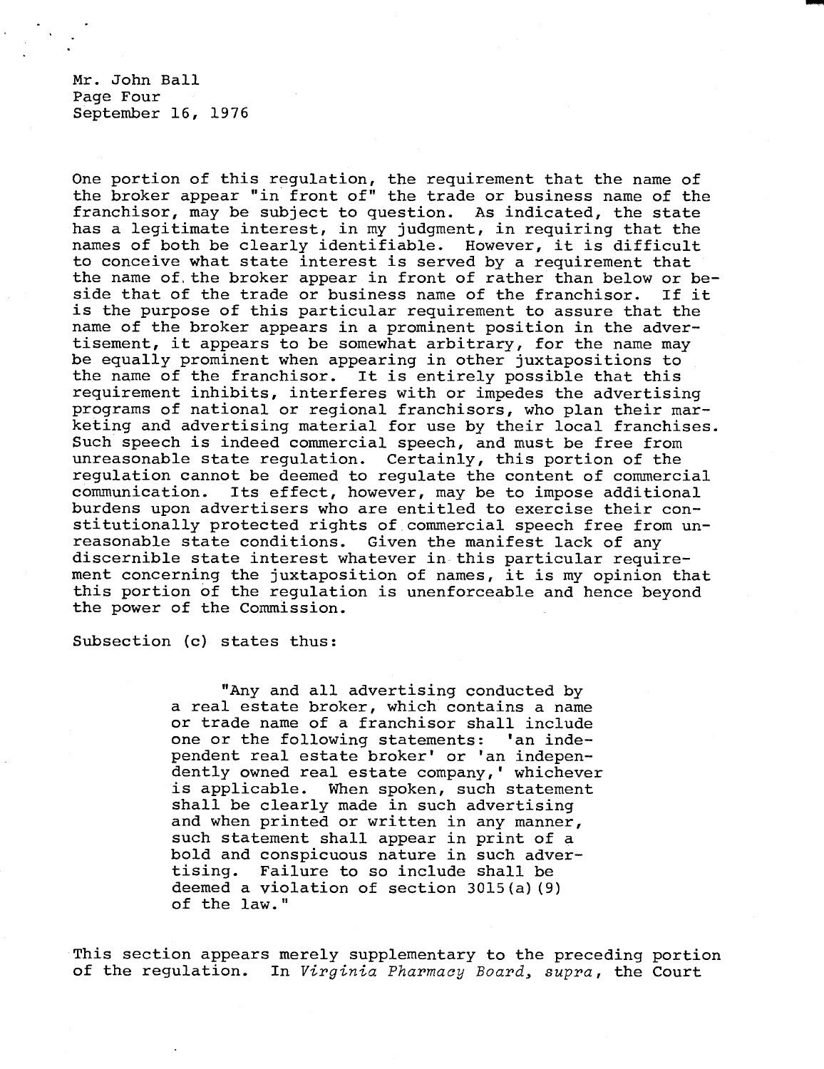Mr. John Ball
Page Four
September 16, 1976

One portion of this regulation, the requirement that the name of the broker appear "in front of" the trade or business name of the franchisor, may be subject to question. As indicated, the state has a legitimate interest, in my judgment, in requiring that the names of both be clearly identifiable. However, it is difficult to conceive what state interest is served by a requirement that the name of the broker appear in front of rather than below or beside that of the trade or business name of the franchisor. If it is the purpose of this particular requirement to assure that the name of the broker appears in a prominent position in the advertisement, it appears to be somewhat arbitrary, for the name may be equally prominent when appearing in other juxtapositions to the name of the franchisor. It is entirely possible that this requirement inhibits, interferes with or impedes the advertising programs of national or regional franchisors, who plan their marketing and advertising material for use by their local franchises. Such speech is indeed commercial speech, and must be free from unreasonable state regulation. Certainly, this portion of the regulation cannot be deemed to regulate the content of commercial communication. Its effect, however, may be to impose additional burdens upon advertisers who are entitled to exercise their constitutionally protected rights of commercial speech free from unreasonable state conditions. Given the manifest lack of any discernible state interest whatever in this particular requirement concerning the juxtaposition of names, it is my opinion that this portion of the regulation is unenforceable and hence beyond the power of the Commission.

Subsection (c) states thus:

> "Any and all advertising conducted by a real estate broker, which contains a name or trade name of a franchisor shall include one or the following statements: 'an independent real estate broker' or 'an independently owned real estate company,' whichever is applicable. When spoken, such statement shall be clearly made in such advertising and when printed or written in any manner, such statement shall appear in print of a bold and conspicuous nature in such advertising. Failure to so include shall be deemed a violation of section 3015(a)(9) of the law."

This section appears merely supplementary to the preceding portion of the regulation. In *Virginia Pharmacy Board, supra*, the Court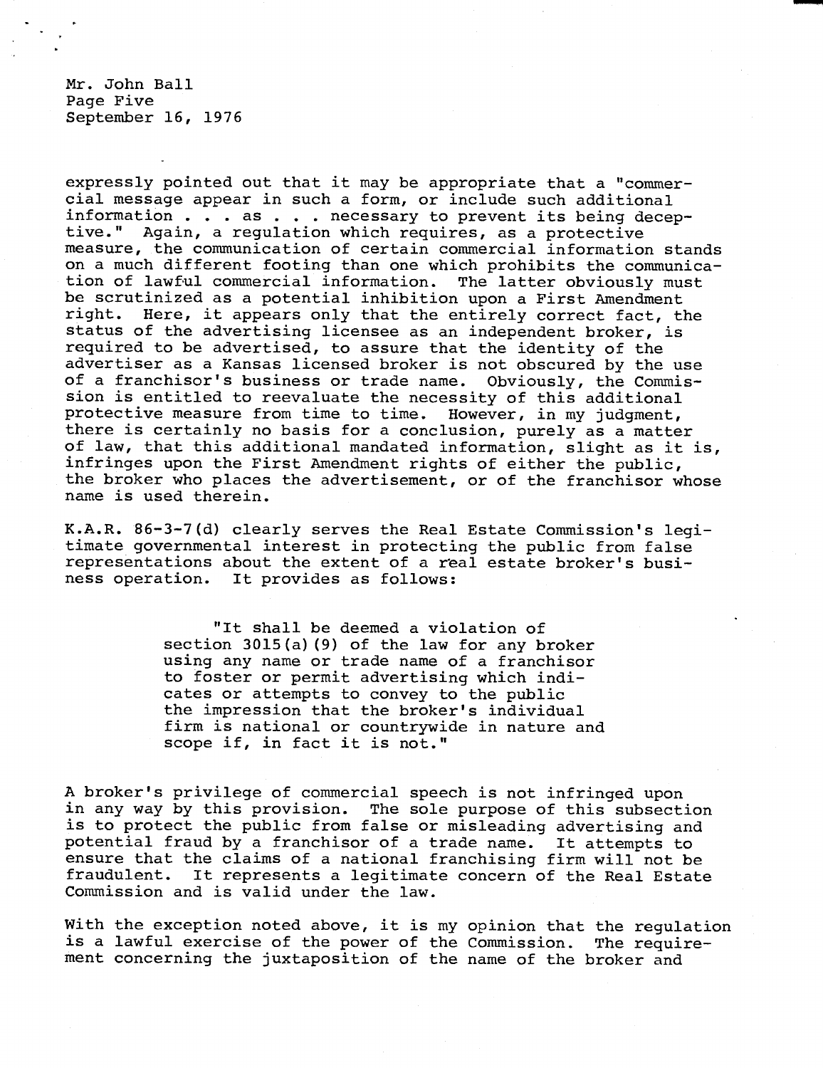expressly pointed out that it may be appropriate that a "commercial message appear in such a form, or include such additional information . . . as . . . necessary to prevent its being deceptive." Again, a regulation which requires, as a protective measure, the communication of certain commercial information stands on a much different footing than one which prohibits the communication of lawful commercial information. The latter obviously must be scrutinized as a potential inhibition upon a First Amendment right. Here, it appears only that the entirely correct fact, the status of the advertising licensee as an independent broker, is required to be advertised, to assure that the identity of the advertiser as a Kansas licensed broker is not obscured by the use of a franchisor's business or trade name. Obviously, the Commission is entitled to reevaluate the necessity of this additional protective measure from time to time. However, in my judgment, there is certainly no basis for a conclusion, purely as a matter of law, that this additional mandated information, slight as it is, infringes upon the First Amendment rights of either the public, the broker who places the advertisement, or of the franchisor whose name is used therein.

K.A.R. 86-3-7(d) clearly serves the Real Estate Commission's legitimate governmental interest in protecting the public from false representations about the extent of a real estate broker's business operation. It provides as follows:

> "It shall be deemed a violation of section 3015(a)(9) of the law for any broker using any name or trade name of a franchisor to foster or permit advertising which indicates or attempts to convey to the public the impression that the broker's individual firm is national or countrywide in nature and scope if, in fact it is not."

A broker's privilege of commercial speech is not infringed upon in any way by this provision. The sole purpose of this subsection is to protect the public from false or misleading advertising and potential fraud by a franchisor of a trade name. It attempts to ensure that the claims of a national franchising firm will not be fraudulent. It represents a legitimate concern of the Real Estate Commission and is valid under the law.

With the exception noted above, it is my opinion that the regulation is a lawful exercise of the power of the Commission. The requirement concerning the juxtaposition of the name of the broker and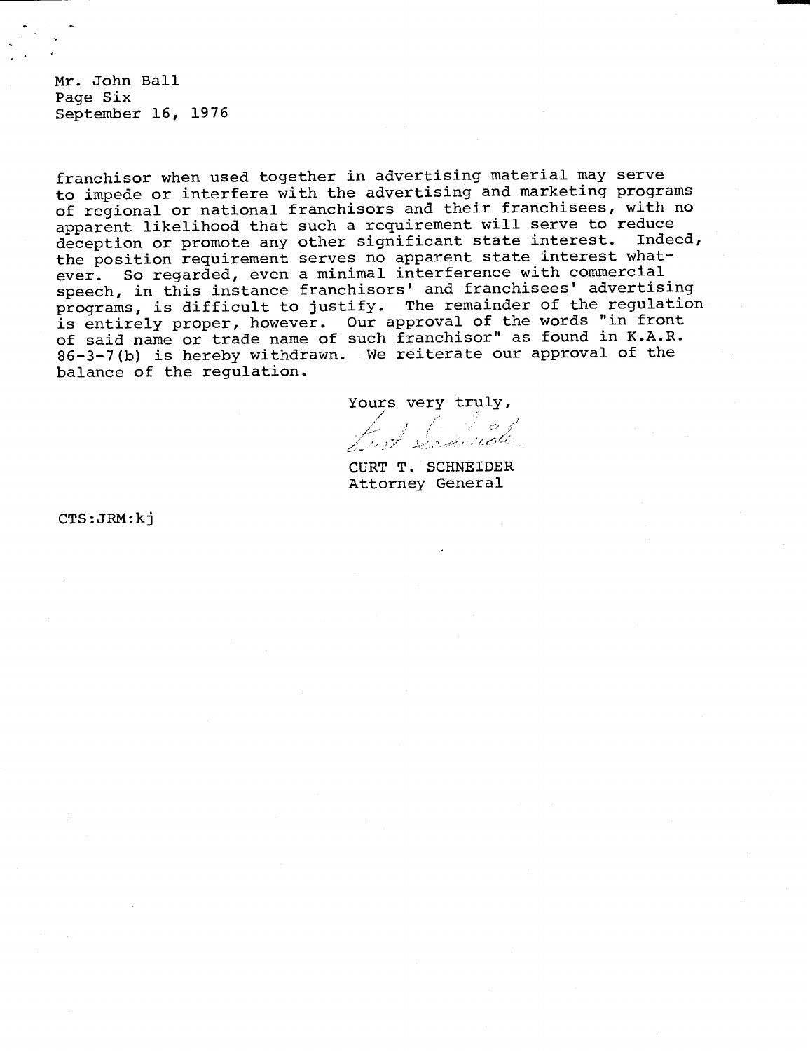franchisor when used together in advertising material may serve to impede or interfere with the advertising and marketing programs of regional or national franchisors and their franchisees, with no apparent likelihood that such a requirement will serve to reduce deception or promote any other significant state interest. Indeed, the position requirement serves no apparent state interest whatever. So regarded, even a minimal interference with commercial speech, in this instance franchisors' and franchisees' advertising programs, is difficult to justify. The remainder of the regulation is entirely proper, however. Our approval of the words "in front of said name or trade name of such franchisor" as found in K.A.R. 86-3-7(b) is hereby withdrawn. We reiterate our approval of the balance of the regulation.

Yours very truly,

CURT T. SCHNEIDER
Attorney General

CTS:JRM:kj